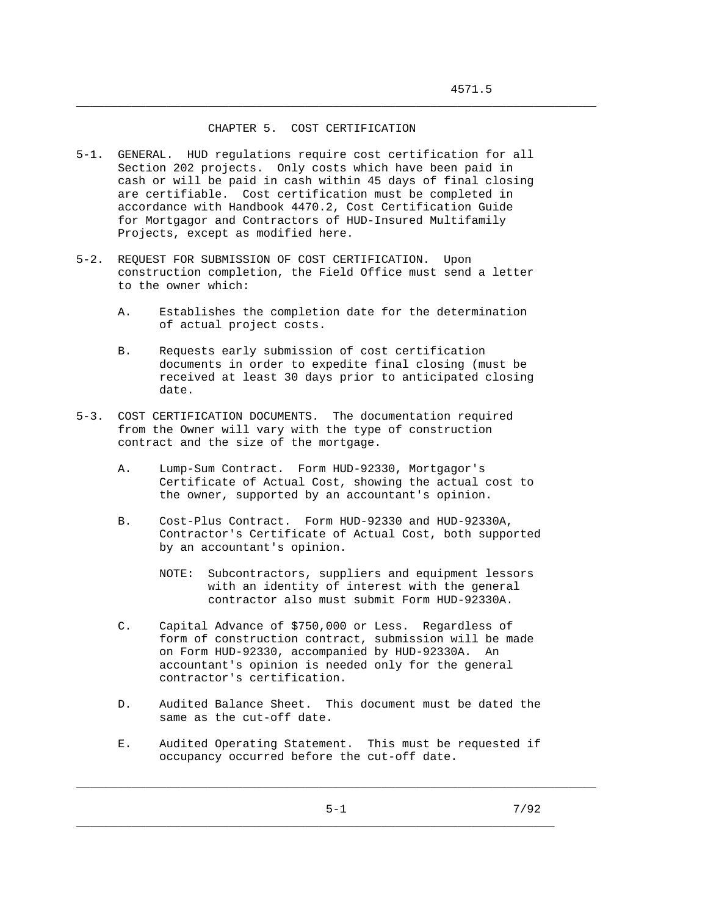# CHAPTER 5. COST CERTIFICATION

5-1. GENERAL. HUD regulations require cost certification for all Section 202 projects. Only costs which have been paid in cash or will be paid in cash within 45 days of final closing are certifiable. Cost certification must be completed in accordance with Handbook 4470.2, Cost Certification Guide for Mortgagor and Contractors of HUD-Insured Multifamily Projects, except as modified here.

5-2. REQUEST FOR SUBMISSION OF COST CERTIFICATION. Upon construction completion, the Field Office must send a letter to the owner which:

- A. Establishes the completion date for the determination of actual project costs.

- B. Requests early submission of cost certification documents in order to expedite final closing (must be received at least 30 days prior to anticipated closing date.

5-3. COST CERTIFICATION DOCUMENTS. The documentation required from the Owner will vary with the type of construction contract and the size of the mortgage.

- A. Lump-Sum Contract. Form HUD-92330, Mortgagor's Certificate of Actual Cost, showing the actual cost to the owner, supported by an accountant's opinion.

- B. Cost-Plus Contract. Form HUD-92330 and HUD-92330A, Contractor's Certificate of Actual Cost, both supported by an accountant's opinion.

  NOTE: Subcontractors, suppliers and equipment lessors with an identity of interest with the general contractor also must submit Form HUD-92330A.

- C. Capital Advance of $750,000 or Less. Regardless of form of construction contract, submission will be made on Form HUD-92330, accompanied by HUD-92330A. An accountant's opinion is needed only for the general contractor's certification.

- D. Audited Balance Sheet. This document must be dated the same as the cut-off date.

- E. Audited Operating Statement. This must be requested if occupancy occurred before the cut-off date.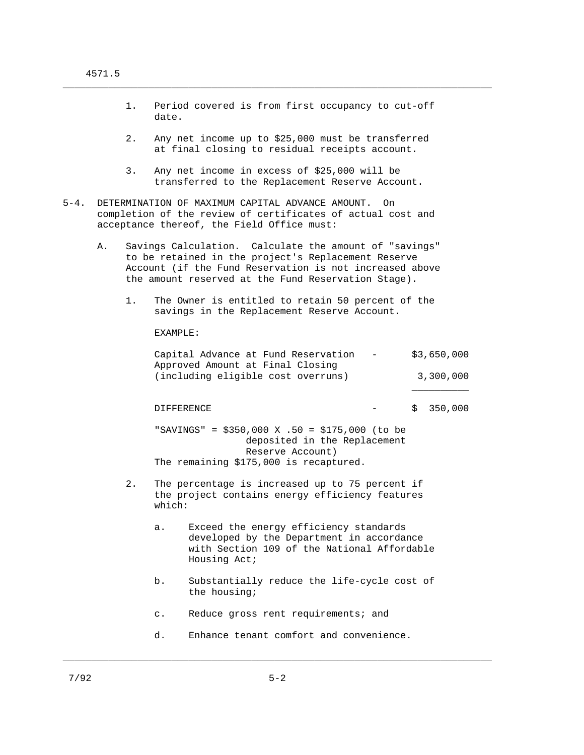1. Period covered is from first occupancy to cut-off date.

2. Any net income up to $25,000 must be transferred at final closing to residual receipts account.

3. Any net income in excess of $25,000 will be transferred to the Replacement Reserve Account.

5-4. DETERMINATION OF MAXIMUM CAPITAL ADVANCE AMOUNT. On completion of the review of certificates of actual cost and acceptance thereof, the Field Office must:

A. Savings Calculation. Calculate the amount of "savings" to be retained in the project's Replacement Reserve Account (if the Fund Reservation is not increased above the amount reserved at the Fund Reservation Stage).

1. The Owner is entitled to retain 50 percent of the savings in the Replacement Reserve Account.

EXAMPLE:

| | | |
|---|---|---|
| Capital Advance at Fund Reservation | - | $3,650,000 |
| Approved Amount at Final Closing (including eligible cost overruns) | | 3,300,000 |
| DIFFERENCE | - | $ 350,000 |

"SAVINGS" = $350,000 X .50 = $175,000 (to be deposited in the Replacement Reserve Account)
The remaining $175,000 is recaptured.

2. The percentage is increased up to 75 percent if the project contains energy efficiency features which:

   a. Exceed the energy efficiency standards developed by the Department in accordance with Section 109 of the National Affordable Housing Act;

   b. Substantially reduce the life-cycle cost of the housing;

   c. Reduce gross rent requirements; and

   d. Enhance tenant comfort and convenience.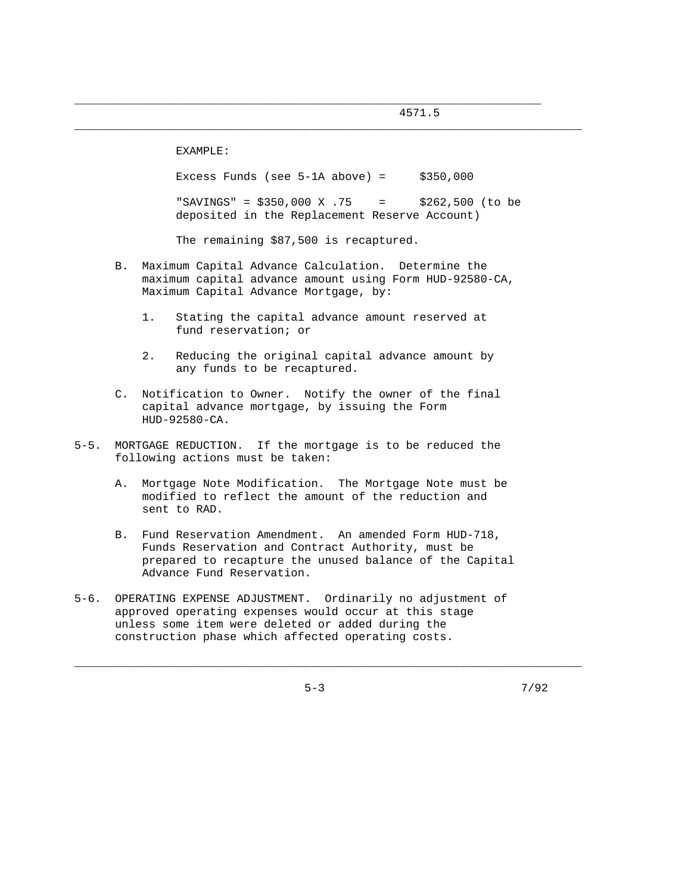EXAMPLE:

Excess Funds (see 5-1A above) = $350,000

"SAVINGS" = $350,000 X .75 = $262,500 (to be deposited in the Replacement Reserve Account)

The remaining $87,500 is recaptured.

B. Maximum Capital Advance Calculation. Determine the maximum capital advance amount using Form HUD-92580-CA, Maximum Capital Advance Mortgage, by:

1. Stating the capital advance amount reserved at fund reservation; or

2. Reducing the original capital advance amount by any funds to be recaptured.

C. Notification to Owner. Notify the owner of the final capital advance mortgage, by issuing the Form HUD-92580-CA.

5-5. MORTGAGE REDUCTION. If the mortgage is to be reduced the following actions must be taken:

A. Mortgage Note Modification. The Mortgage Note must be modified to reflect the amount of the reduction and sent to RAD.

B. Fund Reservation Amendment. An amended Form HUD-718, Funds Reservation and Contract Authority, must be prepared to recapture the unused balance of the Capital Advance Fund Reservation.

5-6. OPERATING EXPENSE ADJUSTMENT. Ordinarily no adjustment of approved operating expenses would occur at this stage unless some item were deleted or added during the construction phase which affected operating costs.